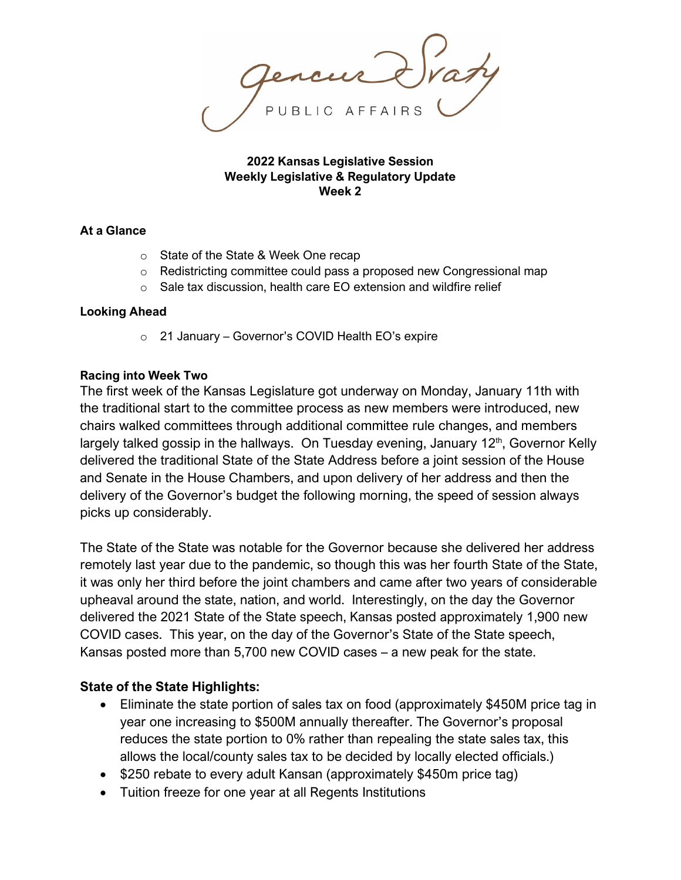Gencur Svaty
PUBLIC AFFAIRS

**2022 Kansas Legislative Session**
**Weekly Legislative & Regulatory Update**
**Week 2**

**At a Glance**

- State of the State & Week One recap
- Redistricting committee could pass a proposed new Congressional map
- Sale tax discussion, health care EO extension and wildfire relief

**Looking Ahead**

- 21 January – Governor's COVID Health EO's expire

**Racing into Week Two**

The first week of the Kansas Legislature got underway on Monday, January 11th with the traditional start to the committee process as new members were introduced, new chairs walked committees through additional committee rule changes, and members largely talked gossip in the hallways. On Tuesday evening, January 12th, Governor Kelly delivered the traditional State of the State Address before a joint session of the House and Senate in the House Chambers, and upon delivery of her address and then the delivery of the Governor's budget the following morning, the speed of session always picks up considerably.

The State of the State was notable for the Governor because she delivered her address remotely last year due to the pandemic, so though this was her fourth State of the State, it was only her third before the joint chambers and came after two years of considerable upheaval around the state, nation, and world. Interestingly, on the day the Governor delivered the 2021 State of the State speech, Kansas posted approximately 1,900 new COVID cases. This year, on the day of the Governor's State of the State speech, Kansas posted more than 5,700 new COVID cases – a new peak for the state.

**State of the State Highlights:**

- Eliminate the state portion of sales tax on food (approximately $450M price tag in year one increasing to $500M annually thereafter. The Governor's proposal reduces the state portion to 0% rather than repealing the state sales tax, this allows the local/county sales tax to be decided by locally elected officials.)
- $250 rebate to every adult Kansan (approximately $450m price tag)
- Tuition freeze for one year at all Regents Institutions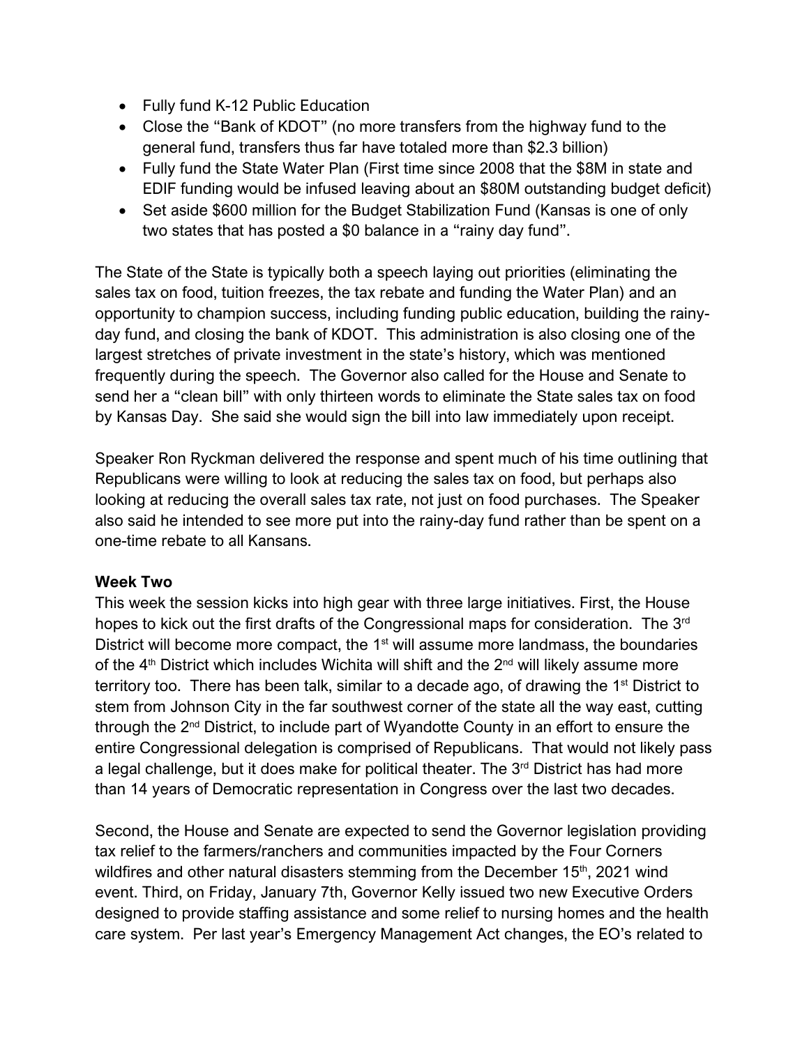- Fully fund K-12 Public Education
- Close the "Bank of KDOT" (no more transfers from the highway fund to the general fund, transfers thus far have totaled more than $2.3 billion)
- Fully fund the State Water Plan (First time since 2008 that the $8M in state and EDIF funding would be infused leaving about an $80M outstanding budget deficit)
- Set aside $600 million for the Budget Stabilization Fund (Kansas is one of only two states that has posted a $0 balance in a "rainy day fund".

The State of the State is typically both a speech laying out priorities (eliminating the sales tax on food, tuition freezes, the tax rebate and funding the Water Plan) and an opportunity to champion success, including funding public education, building the rainy-day fund, and closing the bank of KDOT. This administration is also closing one of the largest stretches of private investment in the state's history, which was mentioned frequently during the speech. The Governor also called for the House and Senate to send her a "clean bill" with only thirteen words to eliminate the State sales tax on food by Kansas Day. She said she would sign the bill into law immediately upon receipt.

Speaker Ron Ryckman delivered the response and spent much of his time outlining that Republicans were willing to look at reducing the sales tax on food, but perhaps also looking at reducing the overall sales tax rate, not just on food purchases. The Speaker also said he intended to see more put into the rainy-day fund rather than be spent on a one-time rebate to all Kansans.

**Week Two**

This week the session kicks into high gear with three large initiatives. First, the House hopes to kick out the first drafts of the Congressional maps for consideration. The 3rd District will become more compact, the 1st will assume more landmass, the boundaries of the 4th District which includes Wichita will shift and the 2nd will likely assume more territory too. There has been talk, similar to a decade ago, of drawing the 1st District to stem from Johnson City in the far southwest corner of the state all the way east, cutting through the 2nd District, to include part of Wyandotte County in an effort to ensure the entire Congressional delegation is comprised of Republicans. That would not likely pass a legal challenge, but it does make for political theater. The 3rd District has had more than 14 years of Democratic representation in Congress over the last two decades.

Second, the House and Senate are expected to send the Governor legislation providing tax relief to the farmers/ranchers and communities impacted by the Four Corners wildfires and other natural disasters stemming from the December 15th, 2021 wind event. Third, on Friday, January 7th, Governor Kelly issued two new Executive Orders designed to provide staffing assistance and some relief to nursing homes and the health care system. Per last year's Emergency Management Act changes, the EO's related to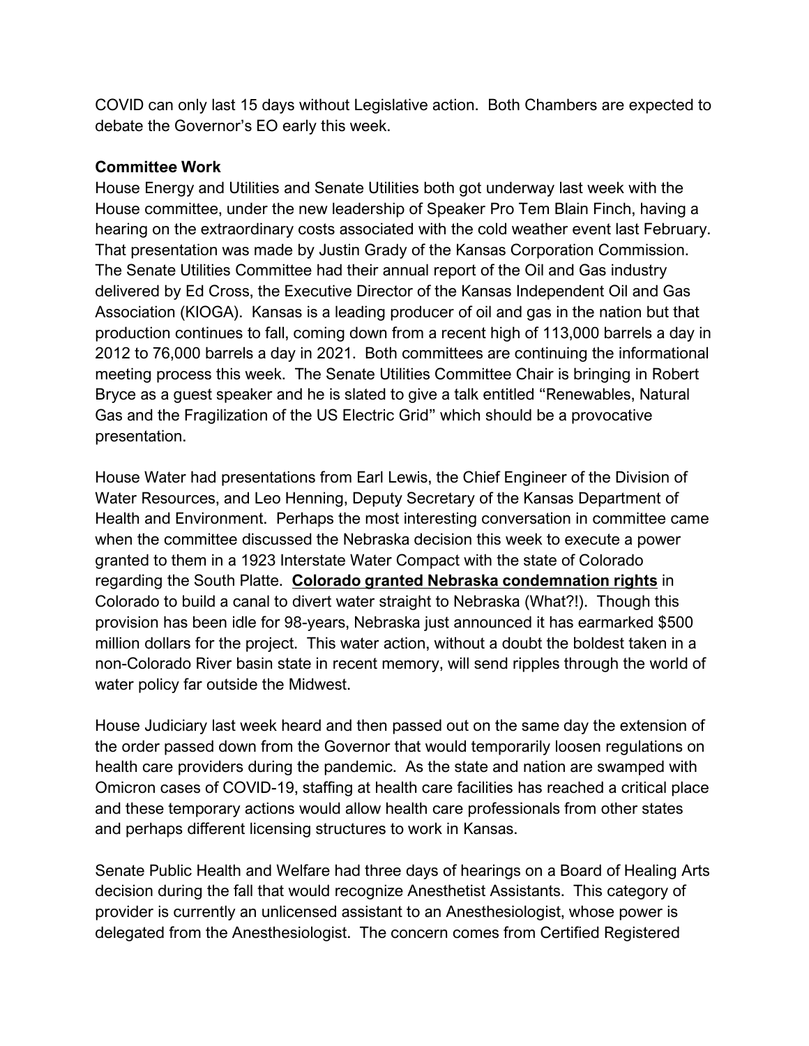COVID can only last 15 days without Legislative action. Both Chambers are expected to debate the Governor's EO early this week.

**Committee Work**

House Energy and Utilities and Senate Utilities both got underway last week with the House committee, under the new leadership of Speaker Pro Tem Blain Finch, having a hearing on the extraordinary costs associated with the cold weather event last February. That presentation was made by Justin Grady of the Kansas Corporation Commission. The Senate Utilities Committee had their annual report of the Oil and Gas industry delivered by Ed Cross, the Executive Director of the Kansas Independent Oil and Gas Association (KIOGA). Kansas is a leading producer of oil and gas in the nation but that production continues to fall, coming down from a recent high of 113,000 barrels a day in 2012 to 76,000 barrels a day in 2021. Both committees are continuing the informational meeting process this week. The Senate Utilities Committee Chair is bringing in Robert Bryce as a guest speaker and he is slated to give a talk entitled "Renewables, Natural Gas and the Fragilization of the US Electric Grid" which should be a provocative presentation.

House Water had presentations from Earl Lewis, the Chief Engineer of the Division of Water Resources, and Leo Henning, Deputy Secretary of the Kansas Department of Health and Environment. Perhaps the most interesting conversation in committee came when the committee discussed the Nebraska decision this week to execute a power granted to them in a 1923 Interstate Water Compact with the state of Colorado regarding the South Platte. **Colorado granted Nebraska condemnation rights** in Colorado to build a canal to divert water straight to Nebraska (What?!). Though this provision has been idle for 98-years, Nebraska just announced it has earmarked $500 million dollars for the project. This water action, without a doubt the boldest taken in a non-Colorado River basin state in recent memory, will send ripples through the world of water policy far outside the Midwest.

House Judiciary last week heard and then passed out on the same day the extension of the order passed down from the Governor that would temporarily loosen regulations on health care providers during the pandemic. As the state and nation are swamped with Omicron cases of COVID-19, staffing at health care facilities has reached a critical place and these temporary actions would allow health care professionals from other states and perhaps different licensing structures to work in Kansas.

Senate Public Health and Welfare had three days of hearings on a Board of Healing Arts decision during the fall that would recognize Anesthetist Assistants. This category of provider is currently an unlicensed assistant to an Anesthesiologist, whose power is delegated from the Anesthesiologist. The concern comes from Certified Registered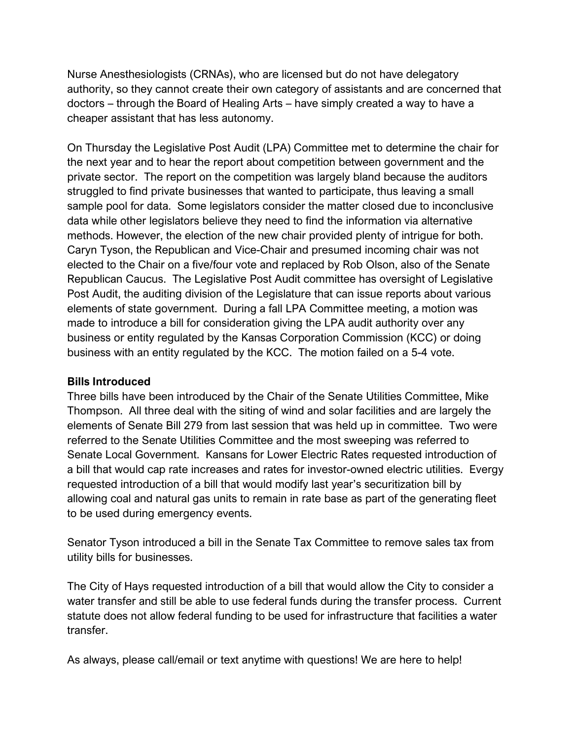Nurse Anesthesiologists (CRNAs), who are licensed but do not have delegatory authority, so they cannot create their own category of assistants and are concerned that doctors – through the Board of Healing Arts – have simply created a way to have a cheaper assistant that has less autonomy.

On Thursday the Legislative Post Audit (LPA) Committee met to determine the chair for the next year and to hear the report about competition between government and the private sector. The report on the competition was largely bland because the auditors struggled to find private businesses that wanted to participate, thus leaving a small sample pool for data. Some legislators consider the matter closed due to inconclusive data while other legislators believe they need to find the information via alternative methods. However, the election of the new chair provided plenty of intrigue for both. Caryn Tyson, the Republican and Vice-Chair and presumed incoming chair was not elected to the Chair on a five/four vote and replaced by Rob Olson, also of the Senate Republican Caucus. The Legislative Post Audit committee has oversight of Legislative Post Audit, the auditing division of the Legislature that can issue reports about various elements of state government. During a fall LPA Committee meeting, a motion was made to introduce a bill for consideration giving the LPA audit authority over any business or entity regulated by the Kansas Corporation Commission (KCC) or doing business with an entity regulated by the KCC. The motion failed on a 5-4 vote.

**Bills Introduced**

Three bills have been introduced by the Chair of the Senate Utilities Committee, Mike Thompson. All three deal with the siting of wind and solar facilities and are largely the elements of Senate Bill 279 from last session that was held up in committee. Two were referred to the Senate Utilities Committee and the most sweeping was referred to Senate Local Government. Kansans for Lower Electric Rates requested introduction of a bill that would cap rate increases and rates for investor-owned electric utilities. Evergy requested introduction of a bill that would modify last year's securitization bill by allowing coal and natural gas units to remain in rate base as part of the generating fleet to be used during emergency events.

Senator Tyson introduced a bill in the Senate Tax Committee to remove sales tax from utility bills for businesses.

The City of Hays requested introduction of a bill that would allow the City to consider a water transfer and still be able to use federal funds during the transfer process. Current statute does not allow federal funding to be used for infrastructure that facilities a water transfer.

As always, please call/email or text anytime with questions! We are here to help!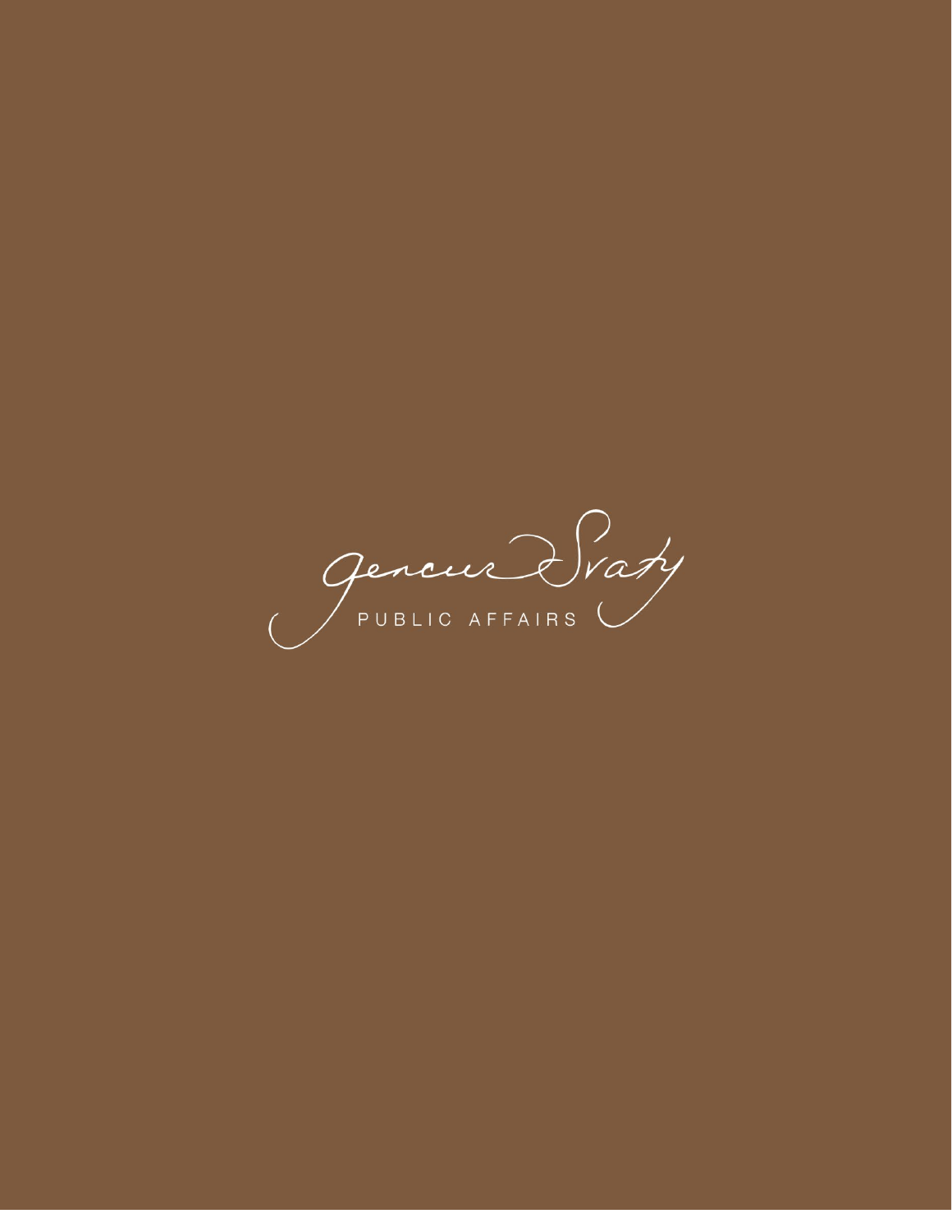Gencur Svaty

PUBLIC AFFAIRS